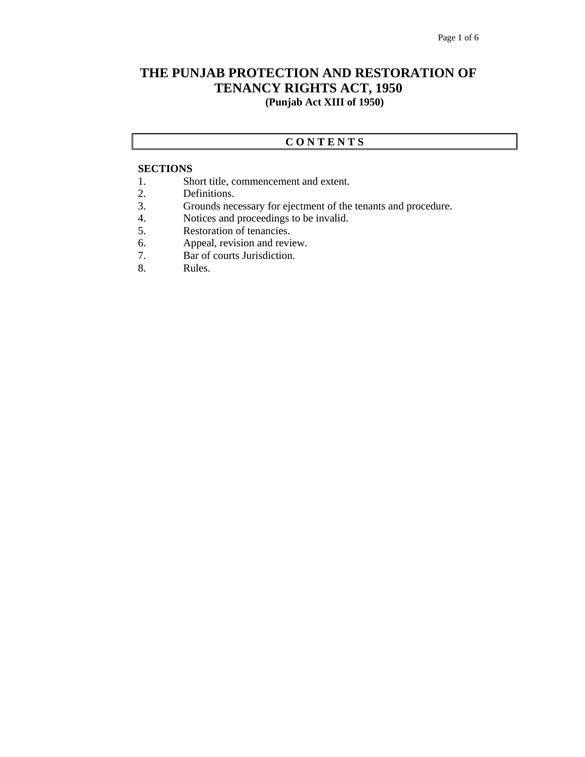# THE PUNJAB PROTECTION AND RESTORATION OF TENANCY RIGHTS ACT, 1950

**(Punjab Act XIII of 1950)**

## C O N T E N T S

**SECTIONS**

1. Short title, commencement and extent.
2. Definitions.
3. Grounds necessary for ejectment of the tenants and procedure.
4. Notices and proceedings to be invalid.
5. Restoration of tenancies.
6. Appeal, revision and review.
7. Bar of courts Jurisdiction.
8. Rules.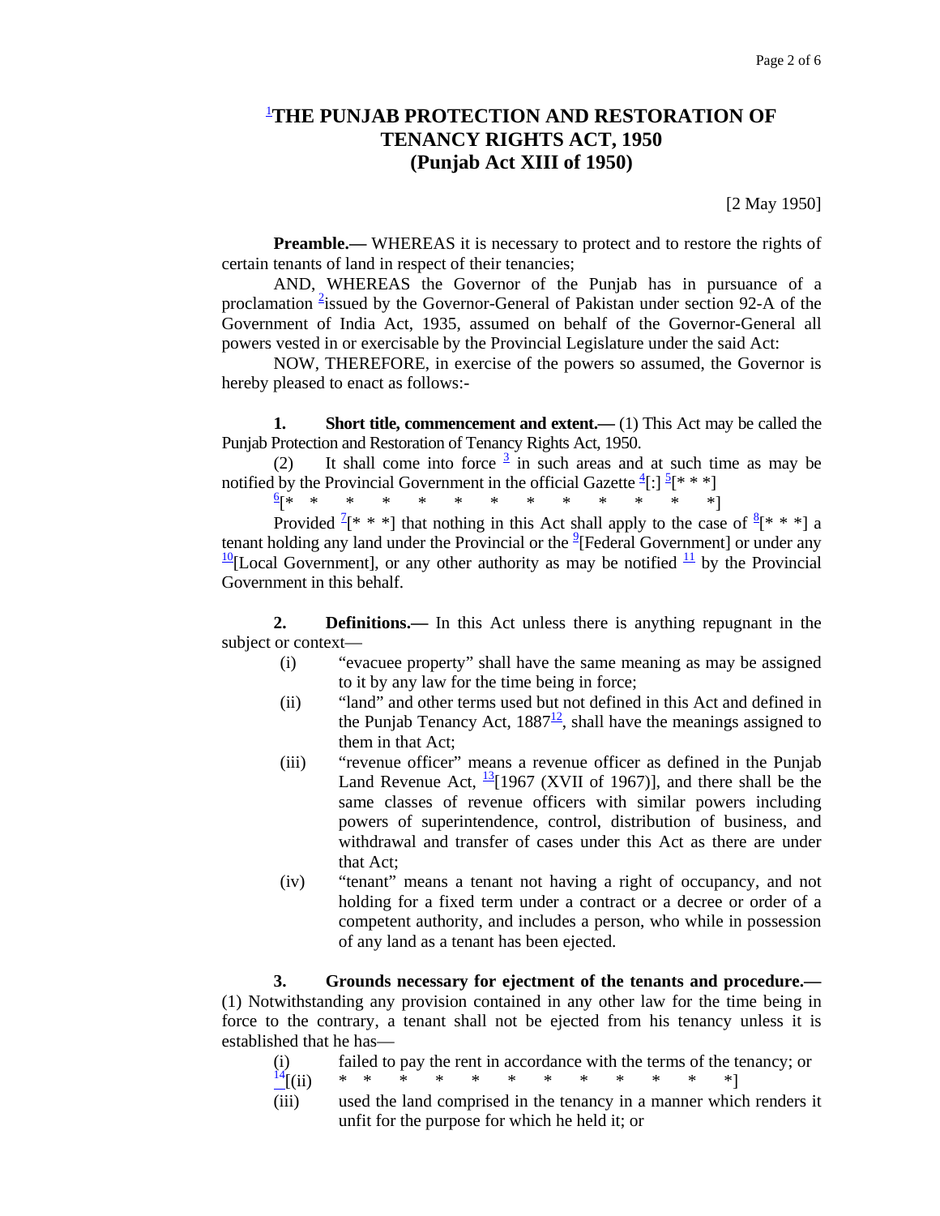# [1]THE PUNJAB PROTECTION AND RESTORATION OF TENANCY RIGHTS ACT, 1950
# (Punjab Act XIII of 1950)

[2 May 1950]

**Preamble.—** WHEREAS it is necessary to protect and to restore the rights of certain tenants of land in respect of their tenancies;

AND, WHEREAS the Governor of the Punjab has in pursuance of a proclamation [2]issued by the Governor-General of Pakistan under section 92-A of the Government of India Act, 1935, assumed on behalf of the Governor-General all powers vested in or exercisable by the Provincial Legislature under the said Act:

NOW, THEREFORE, in exercise of the powers so assumed, the Governor is hereby pleased to enact as follows:-

**1. Short title, commencement and extent.—** (1) This Act may be called the Punjab Protection and Restoration of Tenancy Rights Act, 1950.

(2) It shall come into force [3] in such areas and at such time as may be notified by the Provincial Government in the official Gazette [4][:] [5][* * *]

[6][* * * * * * * * * * * * *]

Provided [7][* * *] that nothing in this Act shall apply to the case of [8][* * *] a tenant holding any land under the Provincial or the [9][Federal Government] or under any [10][Local Government], or any other authority as may be notified [11] by the Provincial Government in this behalf.

**2. Definitions.—** In this Act unless there is anything repugnant in the subject or context—

(i) "evacuee property" shall have the same meaning as may be assigned to it by any law for the time being in force;

(ii) "land" and other terms used but not defined in this Act and defined in the Punjab Tenancy Act, 1887[12], shall have the meanings assigned to them in that Act;

(iii) "revenue officer" means a revenue officer as defined in the Punjab Land Revenue Act, [13][1967 (XVII of 1967)], and there shall be the same classes of revenue officers with similar powers including powers of superintendence, control, distribution of business, and withdrawal and transfer of cases under this Act as there are under that Act;

(iv) "tenant" means a tenant not having a right of occupancy, and not holding for a fixed term under a contract or a decree or order of a competent authority, and includes a person, who while in possession of any land as a tenant has been ejected.

**3. Grounds necessary for ejectment of the tenants and procedure.—** (1) Notwithstanding any provision contained in any other law for the time being in force to the contrary, a tenant shall not be ejected from his tenancy unless it is established that he has—

(i) failed to pay the rent in accordance with the terms of the tenancy; or

[14][(ii) * * * * * * * * * * * * *]

(iii) used the land comprised in the tenancy in a manner which renders it unfit for the purpose for which he held it; or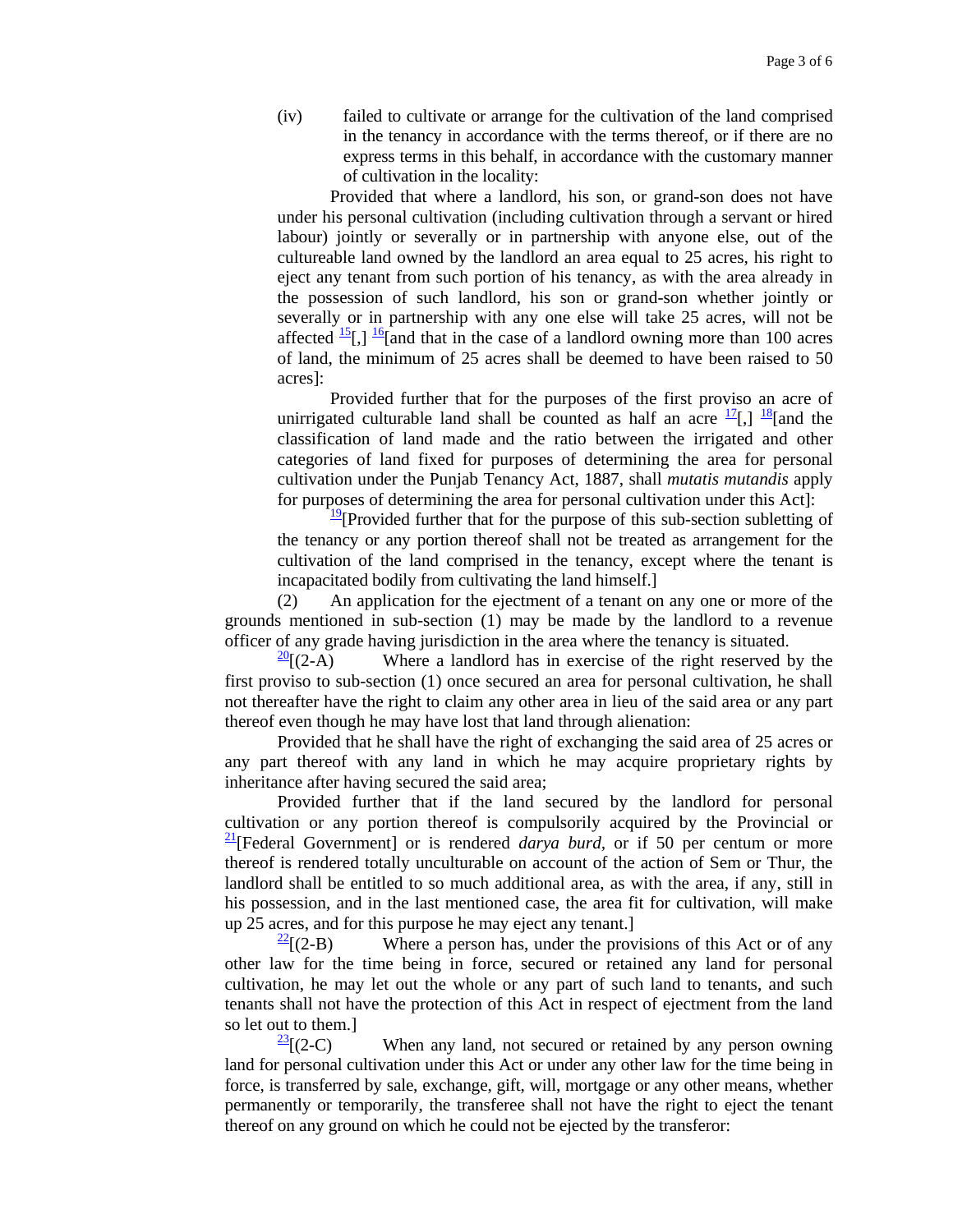(iv) failed to cultivate or arrange for the cultivation of the land comprised in the tenancy in accordance with the terms thereof, or if there are no express terms in this behalf, in accordance with the customary manner of cultivation in the locality:

Provided that where a landlord, his son, or grand-son does not have under his personal cultivation (including cultivation through a servant or hired labour) jointly or severally or in partnership with anyone else, out of the cultureable land owned by the landlord an area equal to 25 acres, his right to eject any tenant from such portion of his tenancy, as with the area already in the possession of such landlord, his son or grand-son whether jointly or severally or in partnership with any one else will take 25 acres, will not be affected [15][,] [16][and that in the case of a landlord owning more than 100 acres of land, the minimum of 25 acres shall be deemed to have been raised to 50 acres]:

Provided further that for the purposes of the first proviso an acre of unirrigated culturable land shall be counted as half an acre [17][,] [18][and the classification of land made and the ratio between the irrigated and other categories of land fixed for purposes of determining the area for personal cultivation under the Punjab Tenancy Act, 1887, shall *mutatis mutandis* apply for purposes of determining the area for personal cultivation under this Act]:

[19][Provided further that for the purpose of this sub-section subletting of the tenancy or any portion thereof shall not be treated as arrangement for the cultivation of the land comprised in the tenancy, except where the tenant is incapacitated bodily from cultivating the land himself.]

(2) An application for the ejectment of a tenant on any one or more of the grounds mentioned in sub-section (1) may be made by the landlord to a revenue officer of any grade having jurisdiction in the area where the tenancy is situated.

[20][(2-A) Where a landlord has in exercise of the right reserved by the first proviso to sub-section (1) once secured an area for personal cultivation, he shall not thereafter have the right to claim any other area in lieu of the said area or any part thereof even though he may have lost that land through alienation:

Provided that he shall have the right of exchanging the said area of 25 acres or any part thereof with any land in which he may acquire proprietary rights by inheritance after having secured the said area;

Provided further that if the land secured by the landlord for personal cultivation or any portion thereof is compulsorily acquired by the Provincial or [21][Federal Government] or is rendered *darya burd*, or if 50 per centum or more thereof is rendered totally unculturable on account of the action of Sem or Thur, the landlord shall be entitled to so much additional area, as with the area, if any, still in his possession, and in the last mentioned case, the area fit for cultivation, will make up 25 acres, and for this purpose he may eject any tenant.]

[22][(2-B) Where a person has, under the provisions of this Act or of any other law for the time being in force, secured or retained any land for personal cultivation, he may let out the whole or any part of such land to tenants, and such tenants shall not have the protection of this Act in respect of ejectment from the land so let out to them.]

[23][(2-C) When any land, not secured or retained by any person owning land for personal cultivation under this Act or under any other law for the time being in force, is transferred by sale, exchange, gift, will, mortgage or any other means, whether permanently or temporarily, the transferee shall not have the right to eject the tenant thereof on any ground on which he could not be ejected by the transferor: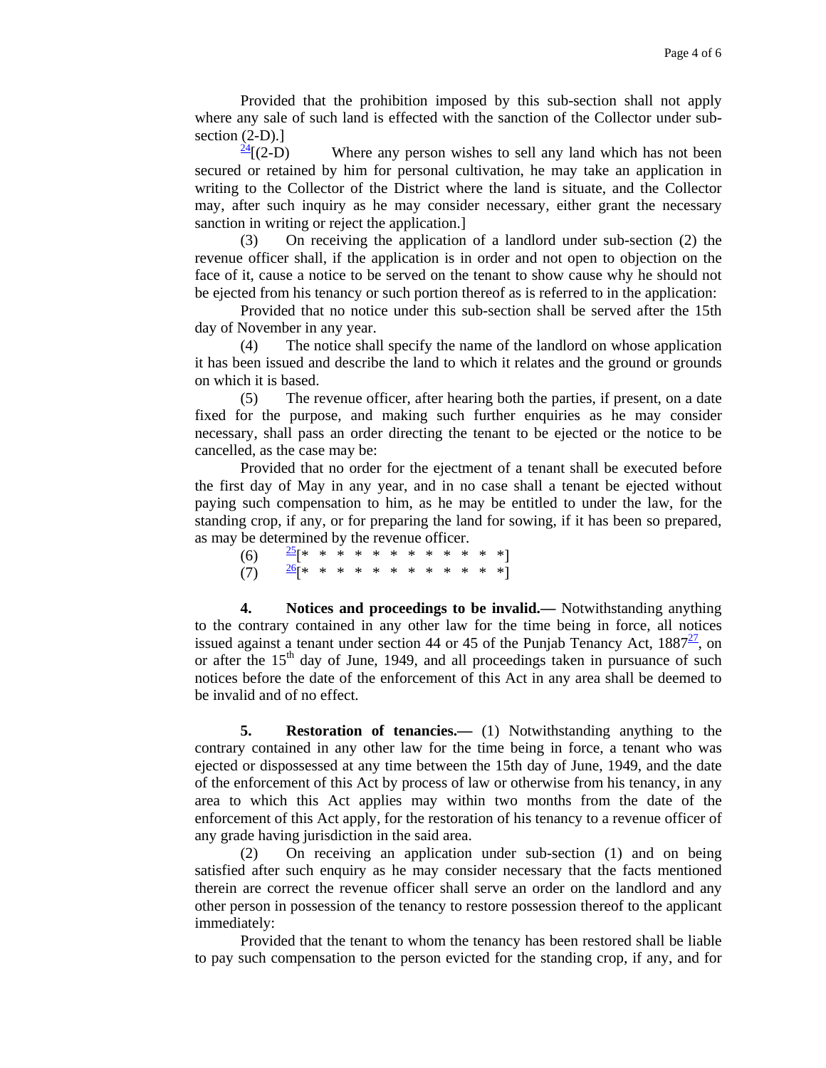Provided that the prohibition imposed by this sub-section shall not apply where any sale of such land is effected with the sanction of the Collector under sub-section (2-D).]

[24][(2-D) Where any person wishes to sell any land which has not been secured or retained by him for personal cultivation, he may take an application in writing to the Collector of the District where the land is situate, and the Collector may, after such inquiry as he may consider necessary, either grant the necessary sanction in writing or reject the application.]

(3) On receiving the application of a landlord under sub-section (2) the revenue officer shall, if the application is in order and not open to objection on the face of it, cause a notice to be served on the tenant to show cause why he should not be ejected from his tenancy or such portion thereof as is referred to in the application:

Provided that no notice under this sub-section shall be served after the 15th day of November in any year.

(4) The notice shall specify the name of the landlord on whose application it has been issued and describe the land to which it relates and the ground or grounds on which it is based.

(5) The revenue officer, after hearing both the parties, if present, on a date fixed for the purpose, and making such further enquiries as he may consider necessary, shall pass an order directing the tenant to be ejected or the notice to be cancelled, as the case may be:

Provided that no order for the ejectment of a tenant shall be executed before the first day of May in any year, and in no case shall a tenant be ejected without paying such compensation to him, as he may be entitled to under the law, for the standing crop, if any, or for preparing the land for sowing, if it has been so prepared, as may be determined by the revenue officer.

(6) [25][* * * * * * * * * * * *]

(7) [26][* * * * * * * * * * * *]

**4. Notices and proceedings to be invalid.—** Notwithstanding anything to the contrary contained in any other law for the time being in force, all notices issued against a tenant under section 44 or 45 of the Punjab Tenancy Act, 1887[27], on or after the 15th day of June, 1949, and all proceedings taken in pursuance of such notices before the date of the enforcement of this Act in any area shall be deemed to be invalid and of no effect.

**5. Restoration of tenancies.—** (1) Notwithstanding anything to the contrary contained in any other law for the time being in force, a tenant who was ejected or dispossessed at any time between the 15th day of June, 1949, and the date of the enforcement of this Act by process of law or otherwise from his tenancy, in any area to which this Act applies may within two months from the date of the enforcement of this Act apply, for the restoration of his tenancy to a revenue officer of any grade having jurisdiction in the said area.

(2) On receiving an application under sub-section (1) and on being satisfied after such enquiry as he may consider necessary that the facts mentioned therein are correct the revenue officer shall serve an order on the landlord and any other person in possession of the tenancy to restore possession thereof to the applicant immediately:

Provided that the tenant to whom the tenancy has been restored shall be liable to pay such compensation to the person evicted for the standing crop, if any, and for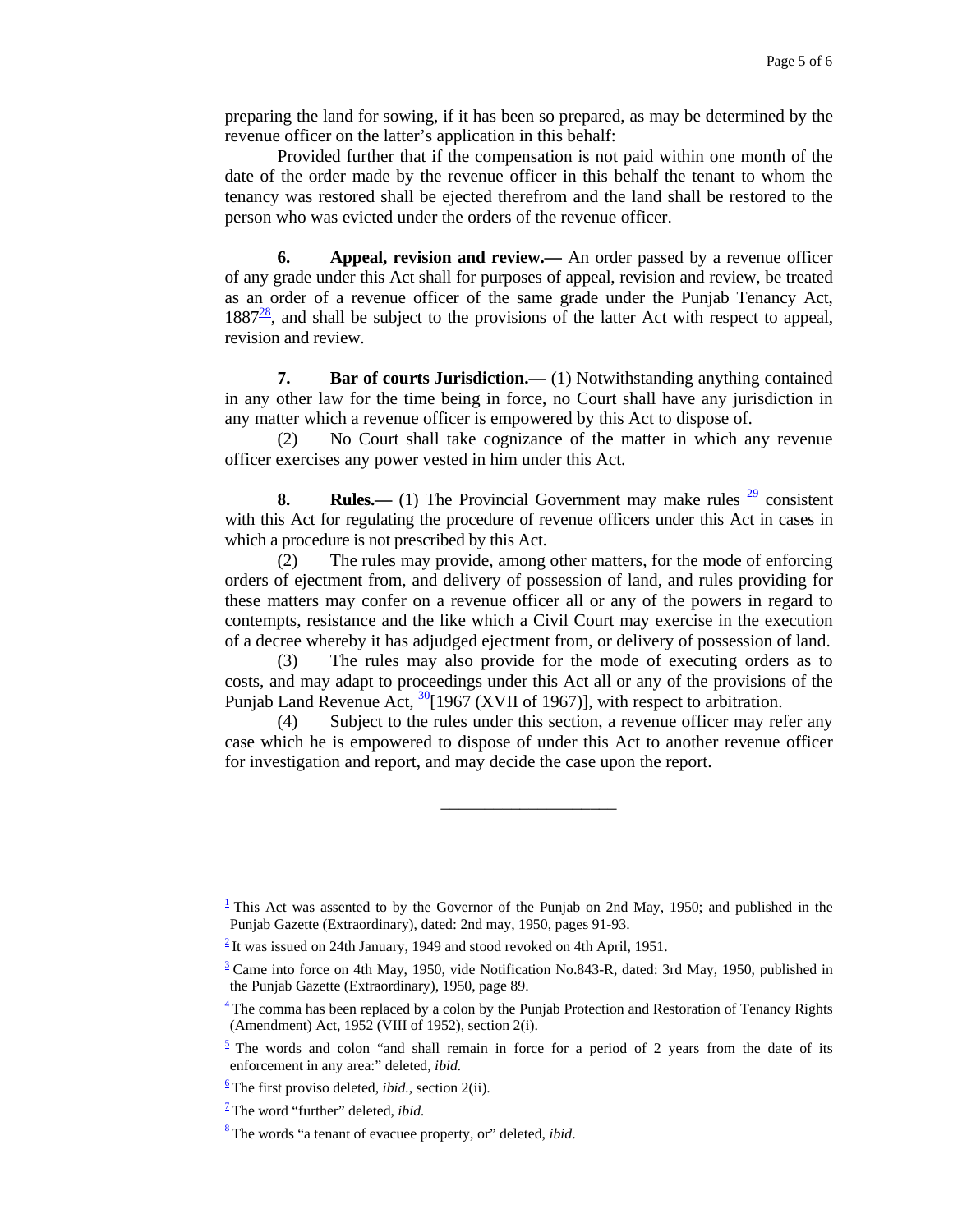preparing the land for sowing, if it has been so prepared, as may be determined by the revenue officer on the latter's application in this behalf:

Provided further that if the compensation is not paid within one month of the date of the order made by the revenue officer in this behalf the tenant to whom the tenancy was restored shall be ejected therefrom and the land shall be restored to the person who was evicted under the orders of the revenue officer.

**6. Appeal, revision and review.—** An order passed by a revenue officer of any grade under this Act shall for purposes of appeal, revision and review, be treated as an order of a revenue officer of the same grade under the Punjab Tenancy Act, 1887[28], and shall be subject to the provisions of the latter Act with respect to appeal, revision and review.

**7. Bar of courts Jurisdiction.—** (1) Notwithstanding anything contained in any other law for the time being in force, no Court shall have any jurisdiction in any matter which a revenue officer is empowered by this Act to dispose of.

(2) No Court shall take cognizance of the matter in which any revenue officer exercises any power vested in him under this Act.

**8. Rules.—** (1) The Provincial Government may make rules [29] consistent with this Act for regulating the procedure of revenue officers under this Act in cases in which a procedure is not prescribed by this Act.

(2) The rules may provide, among other matters, for the mode of enforcing orders of ejectment from, and delivery of possession of land, and rules providing for these matters may confer on a revenue officer all or any of the powers in regard to contempts, resistance and the like which a Civil Court may exercise in the execution of a decree whereby it has adjudged ejectment from, or delivery of possession of land.

(3) The rules may also provide for the mode of executing orders as to costs, and may adapt to proceedings under this Act all or any of the provisions of the Punjab Land Revenue Act, [30][1967 (XVII of 1967)], with respect to arbitration.

(4) Subject to the rules under this section, a revenue officer may refer any case which he is empowered to dispose of under this Act to another revenue officer for investigation and report, and may decide the case upon the report.

---

[1] This Act was assented to by the Governor of the Punjab on 2nd May, 1950; and published in the Punjab Gazette (Extraordinary), dated: 2nd may, 1950, pages 91-93.

[2] It was issued on 24th January, 1949 and stood revoked on 4th April, 1951.

[3] Came into force on 4th May, 1950, vide Notification No.843-R, dated: 3rd May, 1950, published in the Punjab Gazette (Extraordinary), 1950, page 89.

[4] The comma has been replaced by a colon by the Punjab Protection and Restoration of Tenancy Rights (Amendment) Act, 1952 (VIII of 1952), section 2(i).

[5] The words and colon "and shall remain in force for a period of 2 years from the date of its enforcement in any area:" deleted, *ibid.*

[6] The first proviso deleted, *ibid.*, section 2(ii).

[7] The word "further" deleted, *ibid.*

[8] The words "a tenant of evacuee property, or" deleted, *ibid*.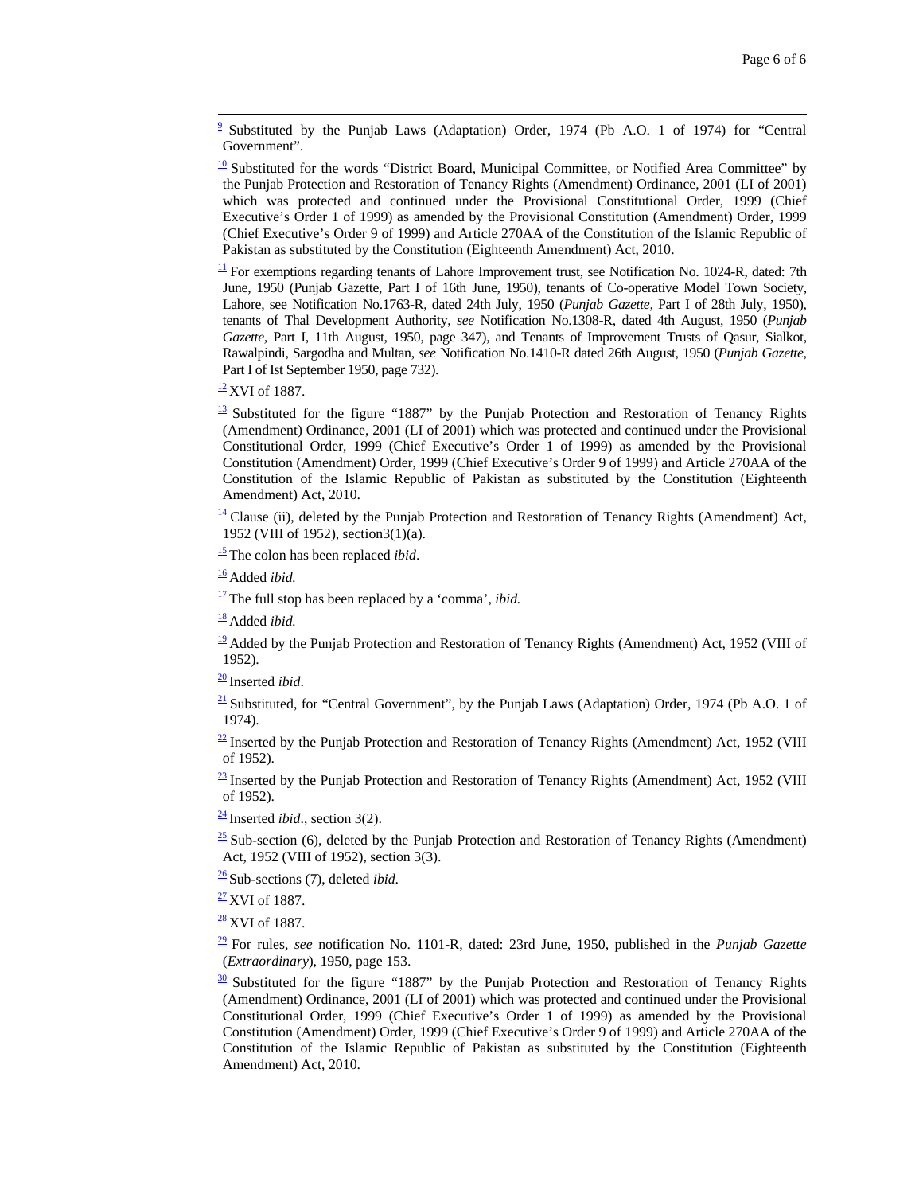[9] Substituted by the Punjab Laws (Adaptation) Order, 1974 (Pb A.O. 1 of 1974) for "Central Government".

[10] Substituted for the words "District Board, Municipal Committee, or Notified Area Committee" by the Punjab Protection and Restoration of Tenancy Rights (Amendment) Ordinance, 2001 (LI of 2001) which was protected and continued under the Provisional Constitutional Order, 1999 (Chief Executive's Order 1 of 1999) as amended by the Provisional Constitution (Amendment) Order, 1999 (Chief Executive's Order 9 of 1999) and Article 270AA of the Constitution of the Islamic Republic of Pakistan as substituted by the Constitution (Eighteenth Amendment) Act, 2010.

[11] For exemptions regarding tenants of Lahore Improvement trust, see Notification No. 1024-R, dated: 7th June, 1950 (Punjab Gazette, Part I of 16th June, 1950), tenants of Co-operative Model Town Society, Lahore, see Notification No.1763-R, dated 24th July, 1950 (*Punjab Gazette,* Part I of 28th July, 1950), tenants of Thal Development Authority, *see* Notification No.1308-R, dated 4th August, 1950 (*Punjab Gazette,* Part I, 11th August, 1950, page 347), and Tenants of Improvement Trusts of Qasur, Sialkot, Rawalpindi, Sargodha and Multan, *see* Notification No.1410-R dated 26th August, 1950 (*Punjab Gazette,* Part I of Ist September 1950, page 732).

[12] XVI of 1887.

[13] Substituted for the figure "1887" by the Punjab Protection and Restoration of Tenancy Rights (Amendment) Ordinance, 2001 (LI of 2001) which was protected and continued under the Provisional Constitutional Order, 1999 (Chief Executive's Order 1 of 1999) as amended by the Provisional Constitution (Amendment) Order, 1999 (Chief Executive's Order 9 of 1999) and Article 270AA of the Constitution of the Islamic Republic of Pakistan as substituted by the Constitution (Eighteenth Amendment) Act, 2010.

[14] Clause (ii), deleted by the Punjab Protection and Restoration of Tenancy Rights (Amendment) Act, 1952 (VIII of 1952), section3(1)(a).

[15] The colon has been replaced *ibid*.

[16] Added *ibid.*

[17] The full stop has been replaced by a 'comma', *ibid.*

[18] Added *ibid.*

[19] Added by the Punjab Protection and Restoration of Tenancy Rights (Amendment) Act, 1952 (VIII of 1952).

[20] Inserted *ibid*.

[21] Substituted, for "Central Government", by the Punjab Laws (Adaptation) Order, 1974 (Pb A.O. 1 of 1974).

[22] Inserted by the Punjab Protection and Restoration of Tenancy Rights (Amendment) Act, 1952 (VIII of 1952).

[23] Inserted by the Punjab Protection and Restoration of Tenancy Rights (Amendment) Act, 1952 (VIII of 1952).

[24] Inserted *ibid*., section 3(2).

[25] Sub-section (6), deleted by the Punjab Protection and Restoration of Tenancy Rights (Amendment) Act, 1952 (VIII of 1952), section 3(3).

[26] Sub-sections (7), deleted *ibid*.

[27] XVI of 1887.

[28] XVI of 1887.

[29] For rules, *see* notification No. 1101-R, dated: 23rd June, 1950, published in the *Punjab Gazette* (*Extraordinary*), 1950, page 153.

[30] Substituted for the figure "1887" by the Punjab Protection and Restoration of Tenancy Rights (Amendment) Ordinance, 2001 (LI of 2001) which was protected and continued under the Provisional Constitutional Order, 1999 (Chief Executive's Order 1 of 1999) as amended by the Provisional Constitution (Amendment) Order, 1999 (Chief Executive's Order 9 of 1999) and Article 270AA of the Constitution of the Islamic Republic of Pakistan as substituted by the Constitution (Eighteenth Amendment) Act, 2010.